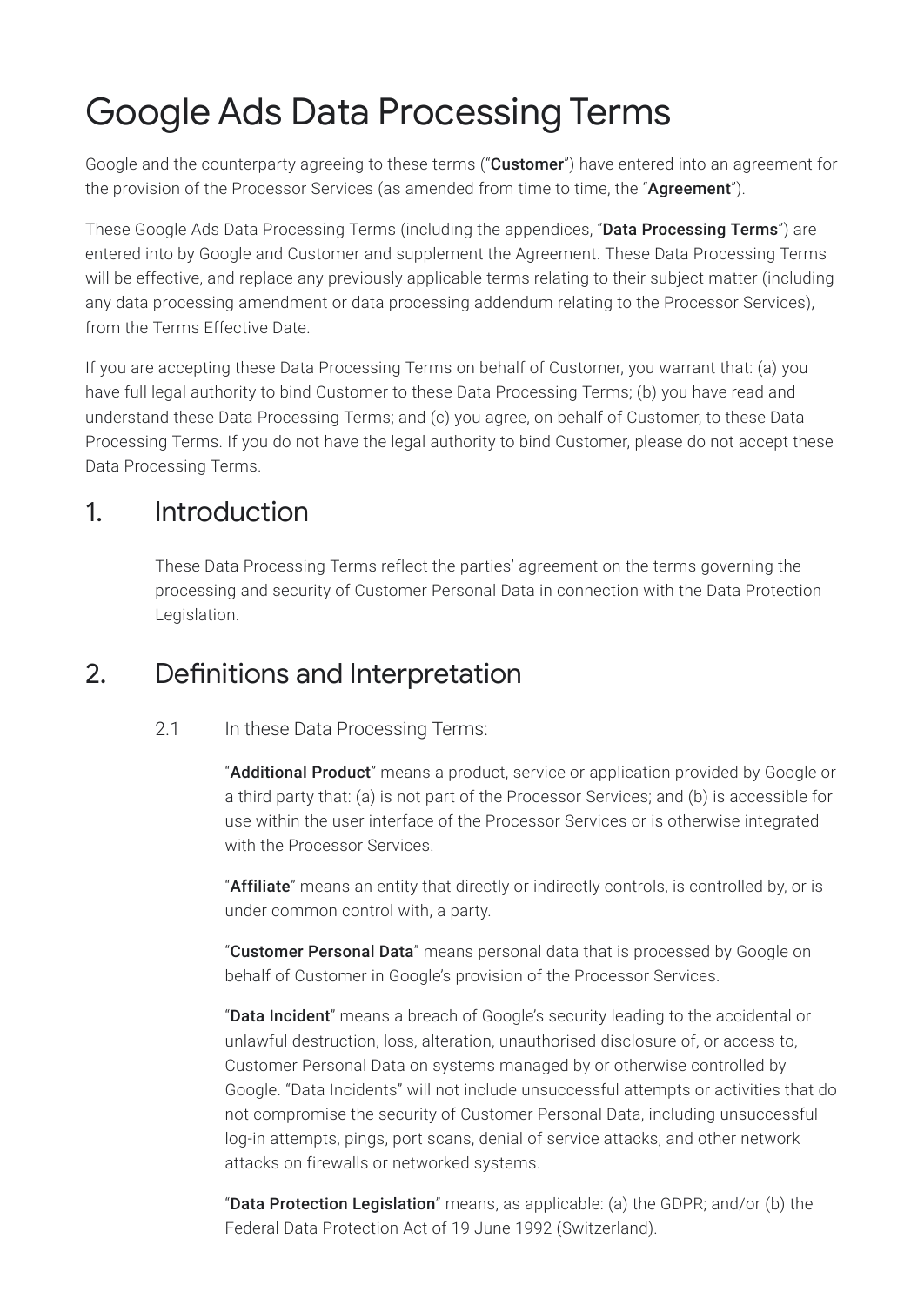# Google Ads Data Processing Terms

Google and the counterparty agreeing to these terms ("**Customer**") have entered into an agreement for the provision of the Processor Services (as amended from time to time, the "**Agreement**").

These Google Ads Data Processing Terms (including the appendices, "**Data Processing Terms**") are entered into by Google and Customer and supplement the Agreement. These Data Processing Terms will be effective, and replace any previously applicable terms relating to their subject matter (including any data processing amendment or data processing addendum relating to the Processor Services), from the Terms Effective Date.

If you are accepting these Data Processing Terms on behalf of Customer, you warrant that: (a) you have full legal authority to bind Customer to these Data Processing Terms; (b) you have read and understand these Data Processing Terms; and (c) you agree, on behalf of Customer, to these Data Processing Terms. If you do not have the legal authority to bind Customer, please do not accept these Data Processing Terms.

## 1. Introduction

These Data Processing Terms reflect the parties' agreement on the terms governing the processing and security of Customer Personal Data in connection with the Data Protection Legislation.

## 2. Definitions and Interpretation

2.1 In these Data Processing Terms:

"**Additional Product**" means a product, service or application provided by Google or a third party that: (a) is not part of the Processor Services; and (b) is accessible for use within the user interface of the Processor Services or is otherwise integrated with the Processor Services.

"**Affiliate**" means an entity that directly or indirectly controls, is controlled by, or is under common control with, a party.

"**Customer Personal Data**" means personal data that is processed by Google on behalf of Customer in Google's provision of the Processor Services.

"**Data Incident**" means a breach of Google's security leading to the accidental or unlawful destruction, loss, alteration, unauthorised disclosure of, or access to, Customer Personal Data on systems managed by or otherwise controlled by Google. "Data Incidents" will not include unsuccessful attempts or activities that do not compromise the security of Customer Personal Data, including unsuccessful log-in attempts, pings, port scans, denial of service attacks, and other network attacks on firewalls or networked systems.

"**Data Protection Legislation**" means, as applicable: (a) the GDPR; and/or (b) the Federal Data Protection Act of 19 June 1992 (Switzerland).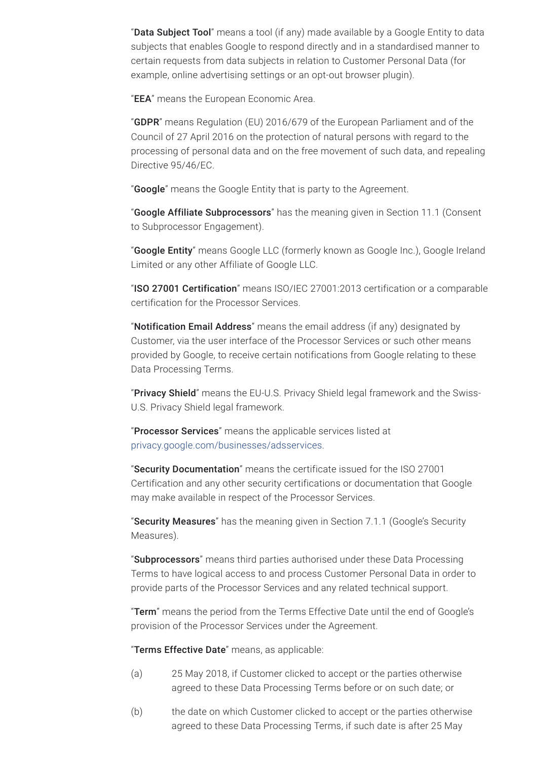"**Data Subject Tool**" means a tool (if any) made available by a Google Entity to data subjects that enables Google to respond directly and in a standardised manner to certain requests from data subjects in relation to Customer Personal Data (for example, online advertising settings or an opt-out browser plugin).

"**EEA**" means the European Economic Area.

"**GDPR**" means Regulation (EU) 2016/679 of the European Parliament and of the Council of 27 April 2016 on the protection of natural persons with regard to the processing of personal data and on the free movement of such data, and repealing Directive 95/46/EC.

"**Google**" means the Google Entity that is party to the Agreement.

"**Google Affiliate Subprocessors**" has the meaning given in Section 11.1 (Consent to Subprocessor Engagement).

"**Google Entity**" means Google LLC (formerly known as Google Inc.), Google Ireland Limited or any other Affiliate of Google LLC.

"**ISO 27001 Certification**" means ISO/IEC 27001:2013 certification or a comparable certification for the Processor Services.

"**Notification Email Address**" means the email address (if any) designated by Customer, via the user interface of the Processor Services or such other means provided by Google, to receive certain notifications from Google relating to these Data Processing Terms.

"**Privacy Shield**" means the EU-U.S. Privacy Shield legal framework and the Swiss-U.S. Privacy Shield legal framework.

"**Processor Services**" means the applicable services listed at privacy.google.com/businesses/adsservices.

"**Security Documentation**" means the certificate issued for the ISO 27001 Certification and any other security certifications or documentation that Google may make available in respect of the Processor Services.

"**Security Measures**" has the meaning given in Section 7.1.1 (Google's Security Measures).

"**Subprocessors**" means third parties authorised under these Data Processing Terms to have logical access to and process Customer Personal Data in order to provide parts of the Processor Services and any related technical support.

"**Term**" means the period from the Terms Effective Date until the end of Google's provision of the Processor Services under the Agreement.

"**Terms Effective Date**" means, as applicable:

(a) 25 May 2018, if Customer clicked to accept or the parties otherwise agreed to these Data Processing Terms before or on such date; or

(b) the date on which Customer clicked to accept or the parties otherwise agreed to these Data Processing Terms, if such date is after 25 May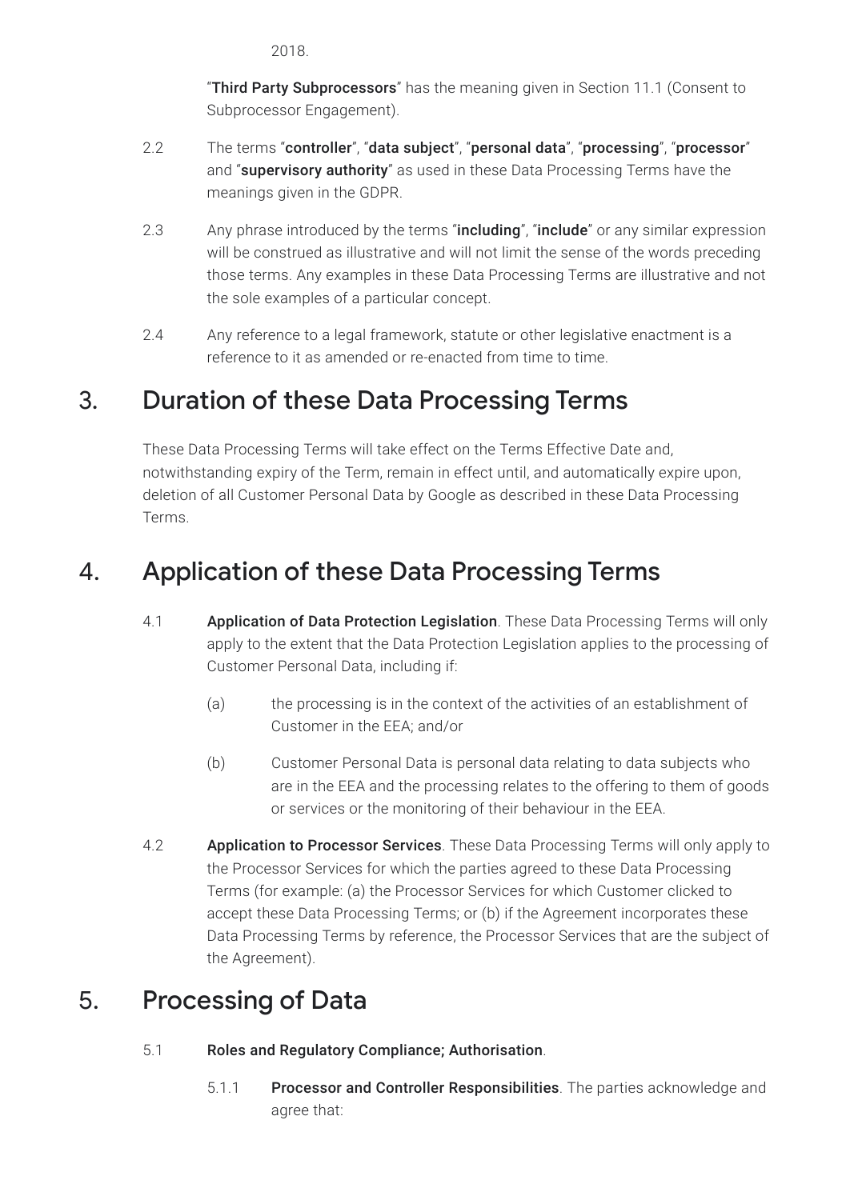2018.

"**Third Party Subprocessors**" has the meaning given in Section 11.1 (Consent to Subprocessor Engagement).

2.2 The terms "**controller**", "**data subject**", "**personal data**", "**processing**", "**processor**" and "**supervisory authority**" as used in these Data Processing Terms have the meanings given in the GDPR.

2.3 Any phrase introduced by the terms "**including**", "**include**" or any similar expression will be construed as illustrative and will not limit the sense of the words preceding those terms. Any examples in these Data Processing Terms are illustrative and not the sole examples of a particular concept.

2.4 Any reference to a legal framework, statute or other legislative enactment is a reference to it as amended or re-enacted from time to time.

## 3. Duration of these Data Processing Terms

These Data Processing Terms will take effect on the Terms Effective Date and, notwithstanding expiry of the Term, remain in effect until, and automatically expire upon, deletion of all Customer Personal Data by Google as described in these Data Processing Terms.

## 4. Application of these Data Processing Terms

4.1 **Application of Data Protection Legislation**. These Data Processing Terms will only apply to the extent that the Data Protection Legislation applies to the processing of Customer Personal Data, including if:

(a) the processing is in the context of the activities of an establishment of Customer in the EEA; and/or

(b) Customer Personal Data is personal data relating to data subjects who are in the EEA and the processing relates to the offering to them of goods or services or the monitoring of their behaviour in the EEA.

4.2 **Application to Processor Services**. These Data Processing Terms will only apply to the Processor Services for which the parties agreed to these Data Processing Terms (for example: (a) the Processor Services for which Customer clicked to accept these Data Processing Terms; or (b) if the Agreement incorporates these Data Processing Terms by reference, the Processor Services that are the subject of the Agreement).

## 5. Processing of Data

5.1 **Roles and Regulatory Compliance; Authorisation**.

5.1.1 **Processor and Controller Responsibilities**. The parties acknowledge and agree that: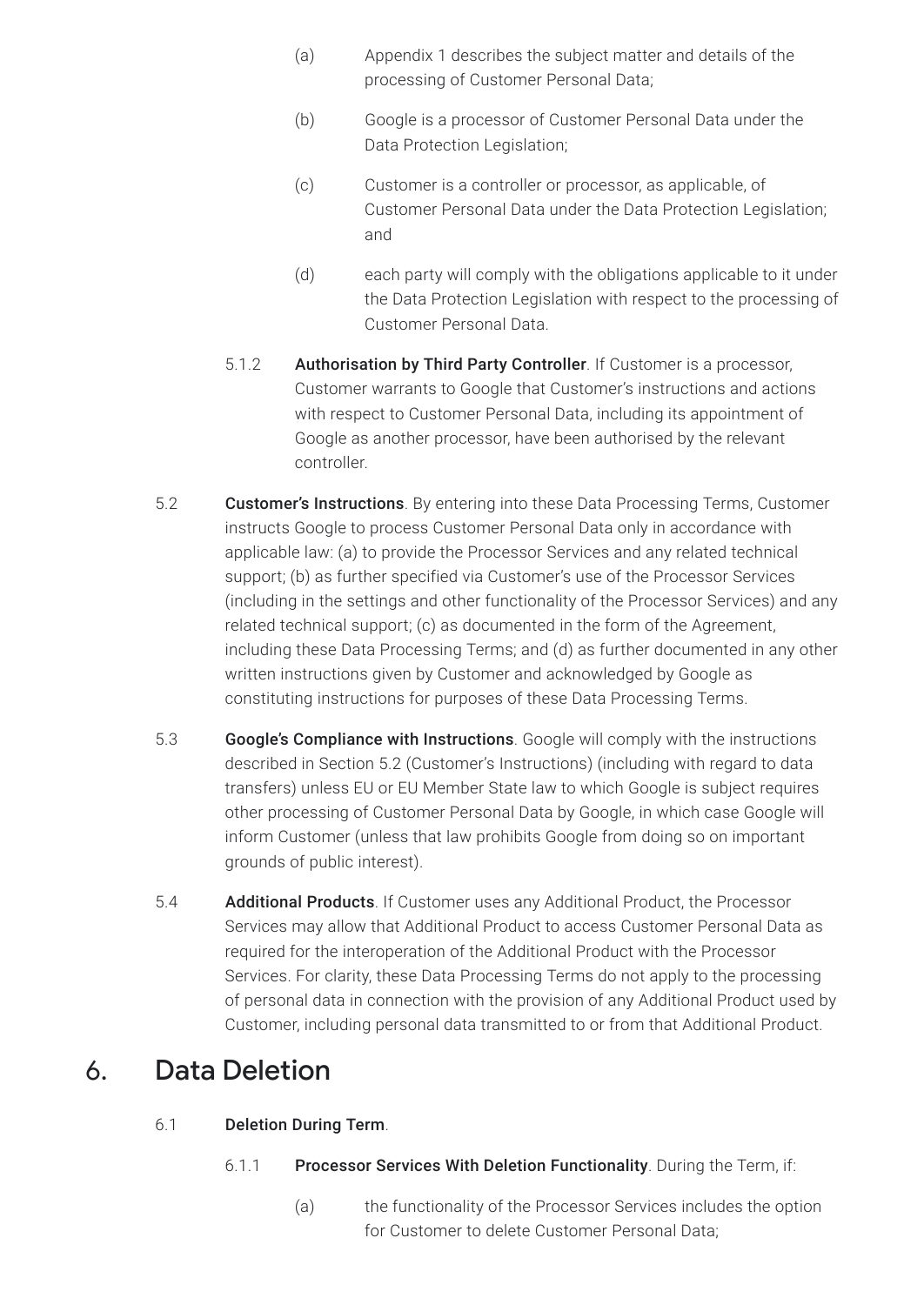(a) Appendix 1 describes the subject matter and details of the processing of Customer Personal Data;

(b) Google is a processor of Customer Personal Data under the Data Protection Legislation;

(c) Customer is a controller or processor, as applicable, of Customer Personal Data under the Data Protection Legislation; and

(d) each party will comply with the obligations applicable to it under the Data Protection Legislation with respect to the processing of Customer Personal Data.

5.1.2 **Authorisation by Third Party Controller**. If Customer is a processor, Customer warrants to Google that Customer's instructions and actions with respect to Customer Personal Data, including its appointment of Google as another processor, have been authorised by the relevant controller.

5.2 **Customer's Instructions**. By entering into these Data Processing Terms, Customer instructs Google to process Customer Personal Data only in accordance with applicable law: (a) to provide the Processor Services and any related technical support; (b) as further specified via Customer's use of the Processor Services (including in the settings and other functionality of the Processor Services) and any related technical support; (c) as documented in the form of the Agreement, including these Data Processing Terms; and (d) as further documented in any other written instructions given by Customer and acknowledged by Google as constituting instructions for purposes of these Data Processing Terms.

5.3 **Google's Compliance with Instructions**. Google will comply with the instructions described in Section 5.2 (Customer's Instructions) (including with regard to data transfers) unless EU or EU Member State law to which Google is subject requires other processing of Customer Personal Data by Google, in which case Google will inform Customer (unless that law prohibits Google from doing so on important grounds of public interest).

5.4 **Additional Products**. If Customer uses any Additional Product, the Processor Services may allow that Additional Product to access Customer Personal Data as required for the interoperation of the Additional Product with the Processor Services. For clarity, these Data Processing Terms do not apply to the processing of personal data in connection with the provision of any Additional Product used by Customer, including personal data transmitted to or from that Additional Product.

## 6. Data Deletion

6.1 **Deletion During Term**.

6.1.1 **Processor Services With Deletion Functionality**. During the Term, if:

(a) the functionality of the Processor Services includes the option for Customer to delete Customer Personal Data;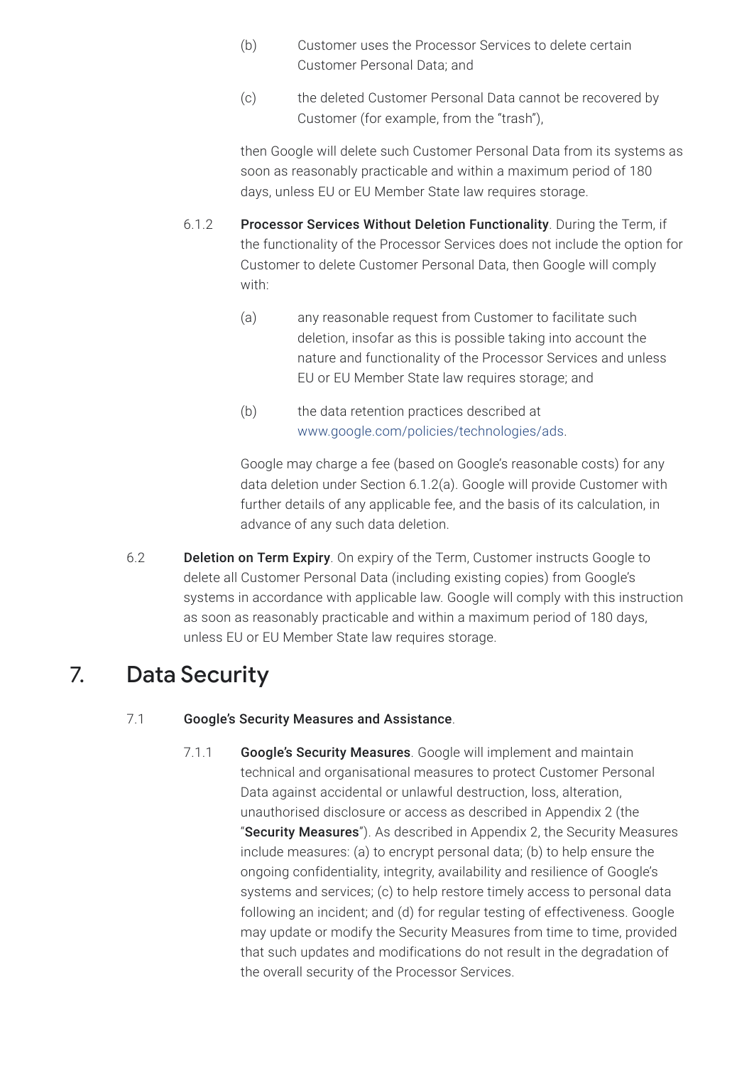(b) Customer uses the Processor Services to delete certain Customer Personal Data; and

(c) the deleted Customer Personal Data cannot be recovered by Customer (for example, from the "trash"),

then Google will delete such Customer Personal Data from its systems as soon as reasonably practicable and within a maximum period of 180 days, unless EU or EU Member State law requires storage.

6.1.2 **Processor Services Without Deletion Functionality**. During the Term, if the functionality of the Processor Services does not include the option for Customer to delete Customer Personal Data, then Google will comply with:

(a) any reasonable request from Customer to facilitate such deletion, insofar as this is possible taking into account the nature and functionality of the Processor Services and unless EU or EU Member State law requires storage; and

(b) the data retention practices described at www.google.com/policies/technologies/ads.

Google may charge a fee (based on Google's reasonable costs) for any data deletion under Section 6.1.2(a). Google will provide Customer with further details of any applicable fee, and the basis of its calculation, in advance of any such data deletion.

6.2 **Deletion on Term Expiry**. On expiry of the Term, Customer instructs Google to delete all Customer Personal Data (including existing copies) from Google's systems in accordance with applicable law. Google will comply with this instruction as soon as reasonably practicable and within a maximum period of 180 days, unless EU or EU Member State law requires storage.

# 7. Data Security

7.1 **Google's Security Measures and Assistance**.

7.1.1 **Google's Security Measures**. Google will implement and maintain technical and organisational measures to protect Customer Personal Data against accidental or unlawful destruction, loss, alteration, unauthorised disclosure or access as described in Appendix 2 (the "**Security Measures**"). As described in Appendix 2, the Security Measures include measures: (a) to encrypt personal data; (b) to help ensure the ongoing confidentiality, integrity, availability and resilience of Google's systems and services; (c) to help restore timely access to personal data following an incident; and (d) for regular testing of effectiveness. Google may update or modify the Security Measures from time to time, provided that such updates and modifications do not result in the degradation of the overall security of the Processor Services.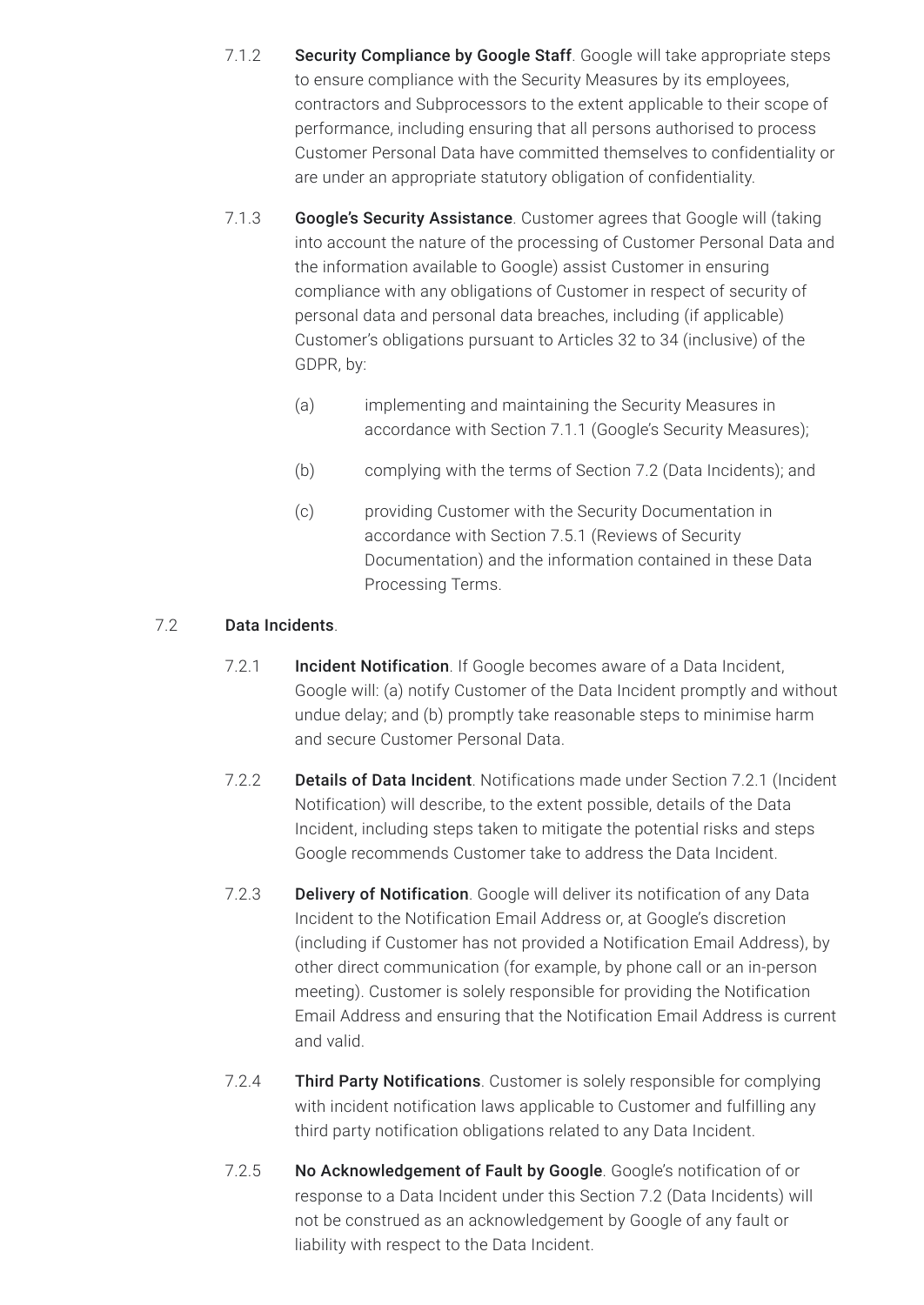7.1.2 **Security Compliance by Google Staff**. Google will take appropriate steps to ensure compliance with the Security Measures by its employees, contractors and Subprocessors to the extent applicable to their scope of performance, including ensuring that all persons authorised to process Customer Personal Data have committed themselves to confidentiality or are under an appropriate statutory obligation of confidentiality.

7.1.3 **Google's Security Assistance**. Customer agrees that Google will (taking into account the nature of the processing of Customer Personal Data and the information available to Google) assist Customer in ensuring compliance with any obligations of Customer in respect of security of personal data and personal data breaches, including (if applicable) Customer's obligations pursuant to Articles 32 to 34 (inclusive) of the GDPR, by:

(a) implementing and maintaining the Security Measures in accordance with Section 7.1.1 (Google's Security Measures);

(b) complying with the terms of Section 7.2 (Data Incidents); and

(c) providing Customer with the Security Documentation in accordance with Section 7.5.1 (Reviews of Security Documentation) and the information contained in these Data Processing Terms.

7.2 **Data Incidents**.

7.2.1 **Incident Notification**. If Google becomes aware of a Data Incident, Google will: (a) notify Customer of the Data Incident promptly and without undue delay; and (b) promptly take reasonable steps to minimise harm and secure Customer Personal Data.

7.2.2 **Details of Data Incident**. Notifications made under Section 7.2.1 (Incident Notification) will describe, to the extent possible, details of the Data Incident, including steps taken to mitigate the potential risks and steps Google recommends Customer take to address the Data Incident.

7.2.3 **Delivery of Notification**. Google will deliver its notification of any Data Incident to the Notification Email Address or, at Google's discretion (including if Customer has not provided a Notification Email Address), by other direct communication (for example, by phone call or an in-person meeting). Customer is solely responsible for providing the Notification Email Address and ensuring that the Notification Email Address is current and valid.

7.2.4 **Third Party Notifications**. Customer is solely responsible for complying with incident notification laws applicable to Customer and fulfilling any third party notification obligations related to any Data Incident.

7.2.5 **No Acknowledgement of Fault by Google**. Google's notification of or response to a Data Incident under this Section 7.2 (Data Incidents) will not be construed as an acknowledgement by Google of any fault or liability with respect to the Data Incident.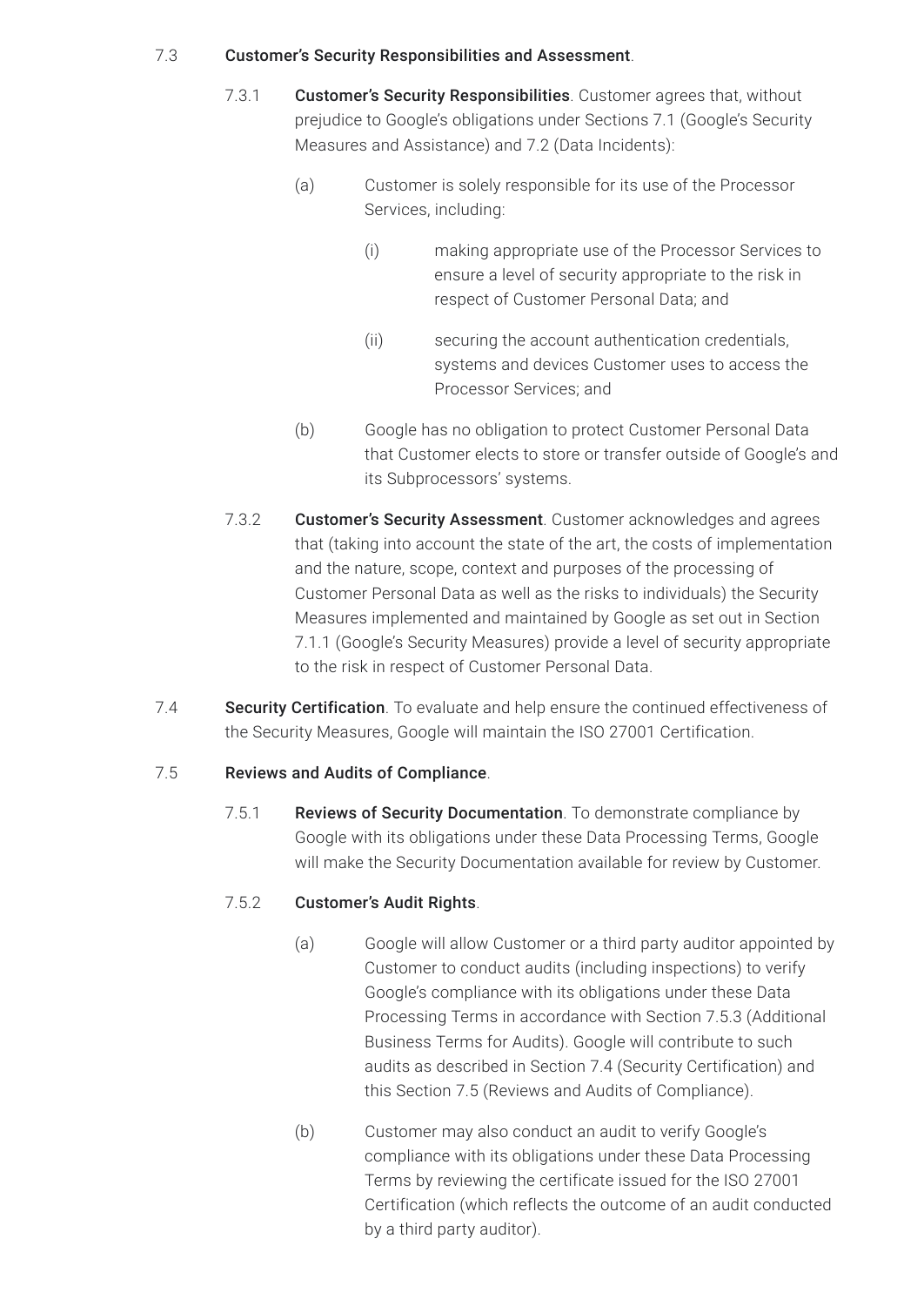7.3 **Customer's Security Responsibilities and Assessment**.

7.3.1 **Customer's Security Responsibilities**. Customer agrees that, without prejudice to Google's obligations under Sections 7.1 (Google's Security Measures and Assistance) and 7.2 (Data Incidents):

(a) Customer is solely responsible for its use of the Processor Services, including:

(i) making appropriate use of the Processor Services to ensure a level of security appropriate to the risk in respect of Customer Personal Data; and

(ii) securing the account authentication credentials, systems and devices Customer uses to access the Processor Services; and

(b) Google has no obligation to protect Customer Personal Data that Customer elects to store or transfer outside of Google's and its Subprocessors' systems.

7.3.2 **Customer's Security Assessment**. Customer acknowledges and agrees that (taking into account the state of the art, the costs of implementation and the nature, scope, context and purposes of the processing of Customer Personal Data as well as the risks to individuals) the Security Measures implemented and maintained by Google as set out in Section 7.1.1 (Google's Security Measures) provide a level of security appropriate to the risk in respect of Customer Personal Data.

7.4 **Security Certification**. To evaluate and help ensure the continued effectiveness of the Security Measures, Google will maintain the ISO 27001 Certification.

7.5 **Reviews and Audits of Compliance**.

7.5.1 **Reviews of Security Documentation**. To demonstrate compliance by Google with its obligations under these Data Processing Terms, Google will make the Security Documentation available for review by Customer.

7.5.2 **Customer's Audit Rights**.

(a) Google will allow Customer or a third party auditor appointed by Customer to conduct audits (including inspections) to verify Google's compliance with its obligations under these Data Processing Terms in accordance with Section 7.5.3 (Additional Business Terms for Audits). Google will contribute to such audits as described in Section 7.4 (Security Certification) and this Section 7.5 (Reviews and Audits of Compliance).

(b) Customer may also conduct an audit to verify Google's compliance with its obligations under these Data Processing Terms by reviewing the certificate issued for the ISO 27001 Certification (which reflects the outcome of an audit conducted by a third party auditor).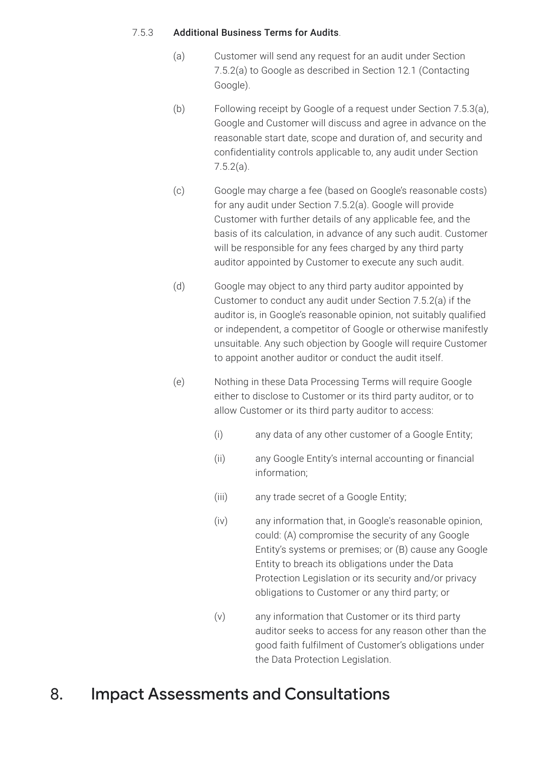7.5.3 **Additional Business Terms for Audits**.

(a) Customer will send any request for an audit under Section 7.5.2(a) to Google as described in Section 12.1 (Contacting Google).

(b) Following receipt by Google of a request under Section 7.5.3(a), Google and Customer will discuss and agree in advance on the reasonable start date, scope and duration of, and security and confidentiality controls applicable to, any audit under Section 7.5.2(a).

(c) Google may charge a fee (based on Google's reasonable costs) for any audit under Section 7.5.2(a). Google will provide Customer with further details of any applicable fee, and the basis of its calculation, in advance of any such audit. Customer will be responsible for any fees charged by any third party auditor appointed by Customer to execute any such audit.

(d) Google may object to any third party auditor appointed by Customer to conduct any audit under Section 7.5.2(a) if the auditor is, in Google's reasonable opinion, not suitably qualified or independent, a competitor of Google or otherwise manifestly unsuitable. Any such objection by Google will require Customer to appoint another auditor or conduct the audit itself.

(e) Nothing in these Data Processing Terms will require Google either to disclose to Customer or its third party auditor, or to allow Customer or its third party auditor to access:

(i) any data of any other customer of a Google Entity;

(ii) any Google Entity's internal accounting or financial information;

(iii) any trade secret of a Google Entity;

(iv) any information that, in Google's reasonable opinion, could: (A) compromise the security of any Google Entity's systems or premises; or (B) cause any Google Entity to breach its obligations under the Data Protection Legislation or its security and/or privacy obligations to Customer or any third party; or

(v) any information that Customer or its third party auditor seeks to access for any reason other than the good faith fulfilment of Customer's obligations under the Data Protection Legislation.

# 8. Impact Assessments and Consultations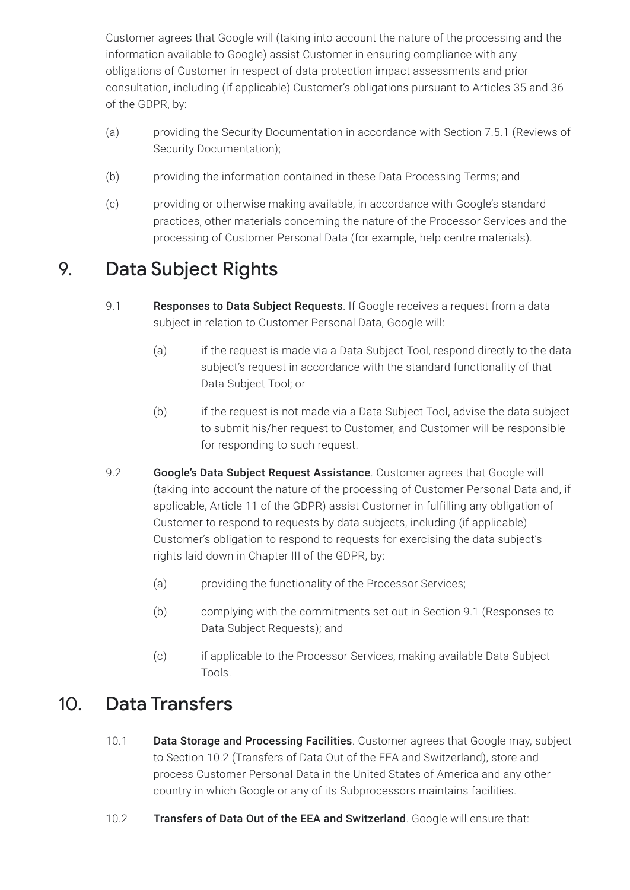Customer agrees that Google will (taking into account the nature of the processing and the information available to Google) assist Customer in ensuring compliance with any obligations of Customer in respect of data protection impact assessments and prior consultation, including (if applicable) Customer's obligations pursuant to Articles 35 and 36 of the GDPR, by:

(a) providing the Security Documentation in accordance with Section 7.5.1 (Reviews of Security Documentation);

(b) providing the information contained in these Data Processing Terms; and

(c) providing or otherwise making available, in accordance with Google's standard practices, other materials concerning the nature of the Processor Services and the processing of Customer Personal Data (for example, help centre materials).

# 9. Data Subject Rights

9.1 **Responses to Data Subject Requests**. If Google receives a request from a data subject in relation to Customer Personal Data, Google will:

(a) if the request is made via a Data Subject Tool, respond directly to the data subject's request in accordance with the standard functionality of that Data Subject Tool; or

(b) if the request is not made via a Data Subject Tool, advise the data subject to submit his/her request to Customer, and Customer will be responsible for responding to such request.

9.2 **Google's Data Subject Request Assistance**. Customer agrees that Google will (taking into account the nature of the processing of Customer Personal Data and, if applicable, Article 11 of the GDPR) assist Customer in fulfilling any obligation of Customer to respond to requests by data subjects, including (if applicable) Customer's obligation to respond to requests for exercising the data subject's rights laid down in Chapter III of the GDPR, by:

(a) providing the functionality of the Processor Services;

(b) complying with the commitments set out in Section 9.1 (Responses to Data Subject Requests); and

(c) if applicable to the Processor Services, making available Data Subject Tools.

# 10. Data Transfers

10.1 **Data Storage and Processing Facilities**. Customer agrees that Google may, subject to Section 10.2 (Transfers of Data Out of the EEA and Switzerland), store and process Customer Personal Data in the United States of America and any other country in which Google or any of its Subprocessors maintains facilities.

10.2 **Transfers of Data Out of the EEA and Switzerland**. Google will ensure that: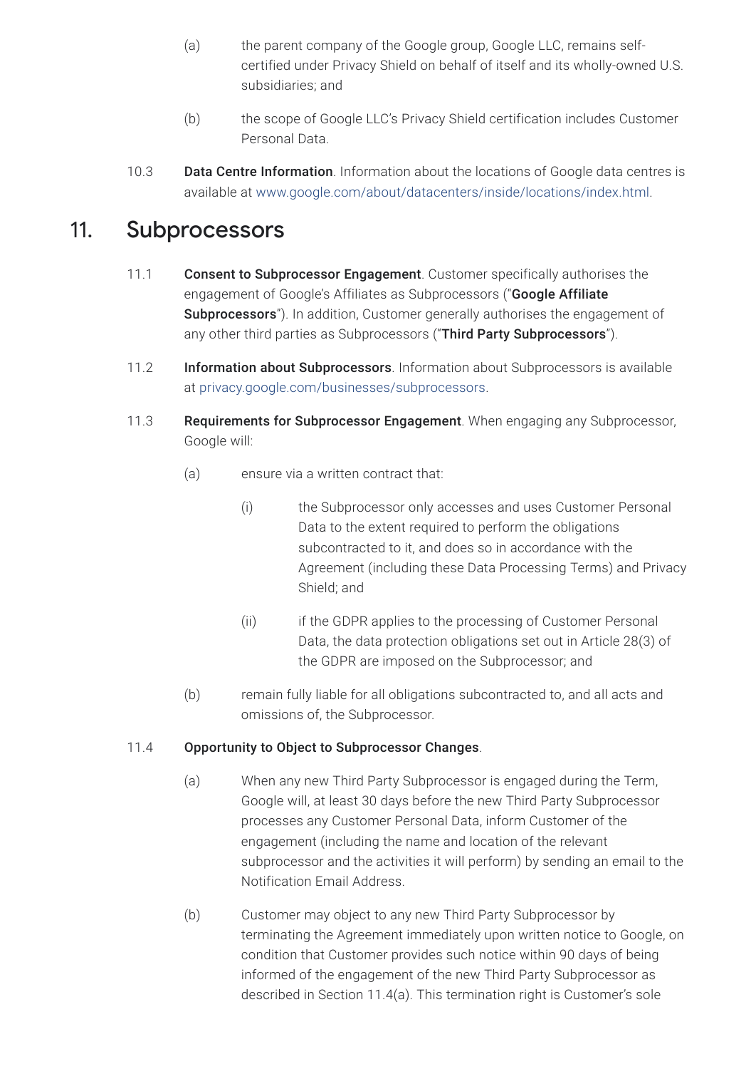(a) the parent company of the Google group, Google LLC, remains self-certified under Privacy Shield on behalf of itself and its wholly-owned U.S. subsidiaries; and

(b) the scope of Google LLC's Privacy Shield certification includes Customer Personal Data.

10.3 **Data Centre Information**. Information about the locations of Google data centres is available at www.google.com/about/datacenters/inside/locations/index.html.

## 11. Subprocessors

11.1 **Consent to Subprocessor Engagement**. Customer specifically authorises the engagement of Google's Affiliates as Subprocessors ("**Google Affiliate Subprocessors**"). In addition, Customer generally authorises the engagement of any other third parties as Subprocessors ("**Third Party Subprocessors**").

11.2 **Information about Subprocessors**. Information about Subprocessors is available at privacy.google.com/businesses/subprocessors.

11.3 **Requirements for Subprocessor Engagement**. When engaging any Subprocessor, Google will:

(a) ensure via a written contract that:

(i) the Subprocessor only accesses and uses Customer Personal Data to the extent required to perform the obligations subcontracted to it, and does so in accordance with the Agreement (including these Data Processing Terms) and Privacy Shield; and

(ii) if the GDPR applies to the processing of Customer Personal Data, the data protection obligations set out in Article 28(3) of the GDPR are imposed on the Subprocessor; and

(b) remain fully liable for all obligations subcontracted to, and all acts and omissions of, the Subprocessor.

11.4 **Opportunity to Object to Subprocessor Changes**.

(a) When any new Third Party Subprocessor is engaged during the Term, Google will, at least 30 days before the new Third Party Subprocessor processes any Customer Personal Data, inform Customer of the engagement (including the name and location of the relevant subprocessor and the activities it will perform) by sending an email to the Notification Email Address.

(b) Customer may object to any new Third Party Subprocessor by terminating the Agreement immediately upon written notice to Google, on condition that Customer provides such notice within 90 days of being informed of the engagement of the new Third Party Subprocessor as described in Section 11.4(a). This termination right is Customer's sole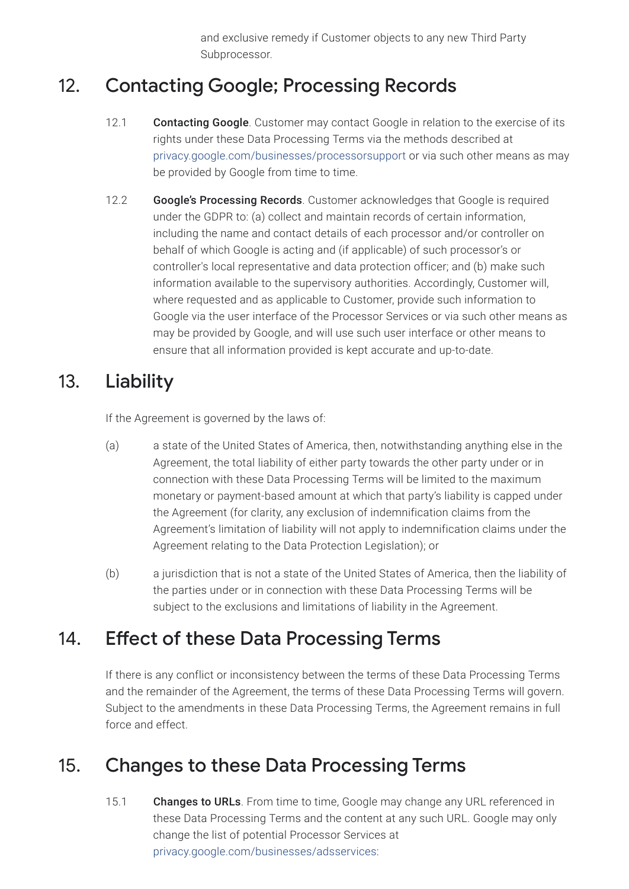and exclusive remedy if Customer objects to any new Third Party Subprocessor.

## 12. Contacting Google; Processing Records

12.1 **Contacting Google**. Customer may contact Google in relation to the exercise of its rights under these Data Processing Terms via the methods described at privacy.google.com/businesses/processorsupport or via such other means as may be provided by Google from time to time.

12.2 **Google's Processing Records**. Customer acknowledges that Google is required under the GDPR to: (a) collect and maintain records of certain information, including the name and contact details of each processor and/or controller on behalf of which Google is acting and (if applicable) of such processor's or controller's local representative and data protection officer; and (b) make such information available to the supervisory authorities. Accordingly, Customer will, where requested and as applicable to Customer, provide such information to Google via the user interface of the Processor Services or via such other means as may be provided by Google, and will use such user interface or other means to ensure that all information provided is kept accurate and up-to-date.

## 13. Liability

If the Agreement is governed by the laws of:

(a) a state of the United States of America, then, notwithstanding anything else in the Agreement, the total liability of either party towards the other party under or in connection with these Data Processing Terms will be limited to the maximum monetary or payment-based amount at which that party's liability is capped under the Agreement (for clarity, any exclusion of indemnification claims from the Agreement's limitation of liability will not apply to indemnification claims under the Agreement relating to the Data Protection Legislation); or

(b) a jurisdiction that is not a state of the United States of America, then the liability of the parties under or in connection with these Data Processing Terms will be subject to the exclusions and limitations of liability in the Agreement.

## 14. Effect of these Data Processing Terms

If there is any conflict or inconsistency between the terms of these Data Processing Terms and the remainder of the Agreement, the terms of these Data Processing Terms will govern. Subject to the amendments in these Data Processing Terms, the Agreement remains in full force and effect.

## 15. Changes to these Data Processing Terms

15.1 **Changes to URLs**. From time to time, Google may change any URL referenced in these Data Processing Terms and the content at any such URL. Google may only change the list of potential Processor Services at privacy.google.com/businesses/adsservices: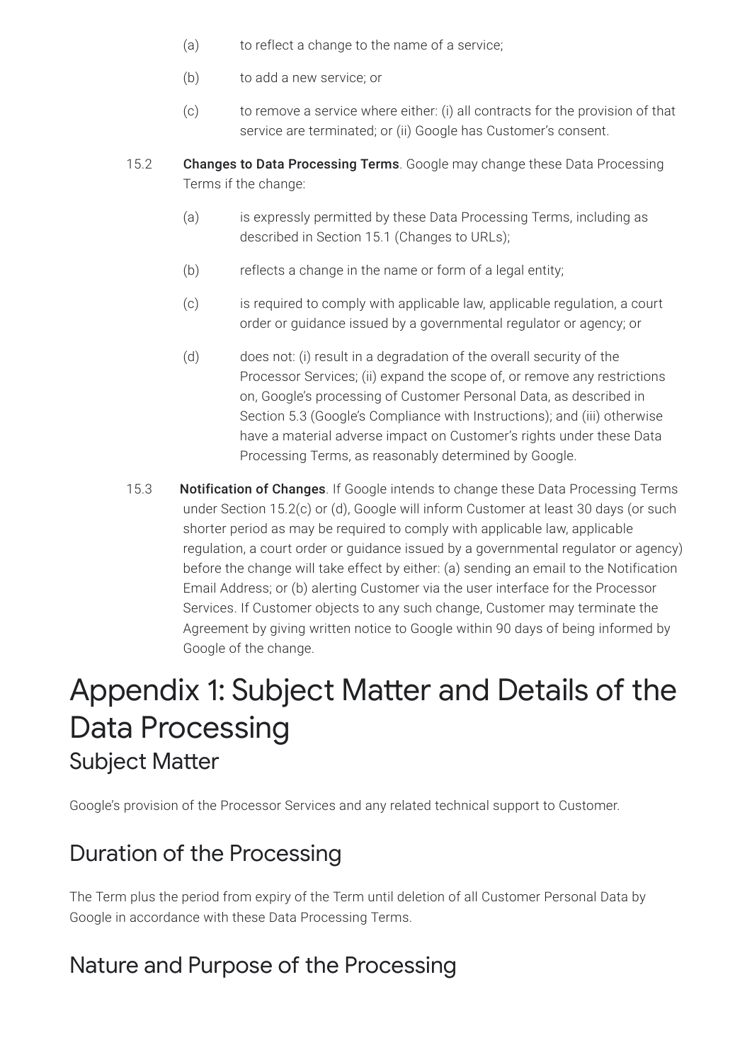(a) to reflect a change to the name of a service;

(b) to add a new service; or

(c) to remove a service where either: (i) all contracts for the provision of that service are terminated; or (ii) Google has Customer's consent.

15.2 **Changes to Data Processing Terms**. Google may change these Data Processing Terms if the change:

(a) is expressly permitted by these Data Processing Terms, including as described in Section 15.1 (Changes to URLs);

(b) reflects a change in the name or form of a legal entity;

(c) is required to comply with applicable law, applicable regulation, a court order or guidance issued by a governmental regulator or agency; or

(d) does not: (i) result in a degradation of the overall security of the Processor Services; (ii) expand the scope of, or remove any restrictions on, Google's processing of Customer Personal Data, as described in Section 5.3 (Google's Compliance with Instructions); and (iii) otherwise have a material adverse impact on Customer's rights under these Data Processing Terms, as reasonably determined by Google.

15.3 **Notification of Changes**. If Google intends to change these Data Processing Terms under Section 15.2(c) or (d), Google will inform Customer at least 30 days (or such shorter period as may be required to comply with applicable law, applicable regulation, a court order or guidance issued by a governmental regulator or agency) before the change will take effect by either: (a) sending an email to the Notification Email Address; or (b) alerting Customer via the user interface for the Processor Services. If Customer objects to any such change, Customer may terminate the Agreement by giving written notice to Google within 90 days of being informed by Google of the change.

# Appendix 1: Subject Matter and Details of the Data Processing

## Subject Matter

Google's provision of the Processor Services and any related technical support to Customer.

## Duration of the Processing

The Term plus the period from expiry of the Term until deletion of all Customer Personal Data by Google in accordance with these Data Processing Terms.

## Nature and Purpose of the Processing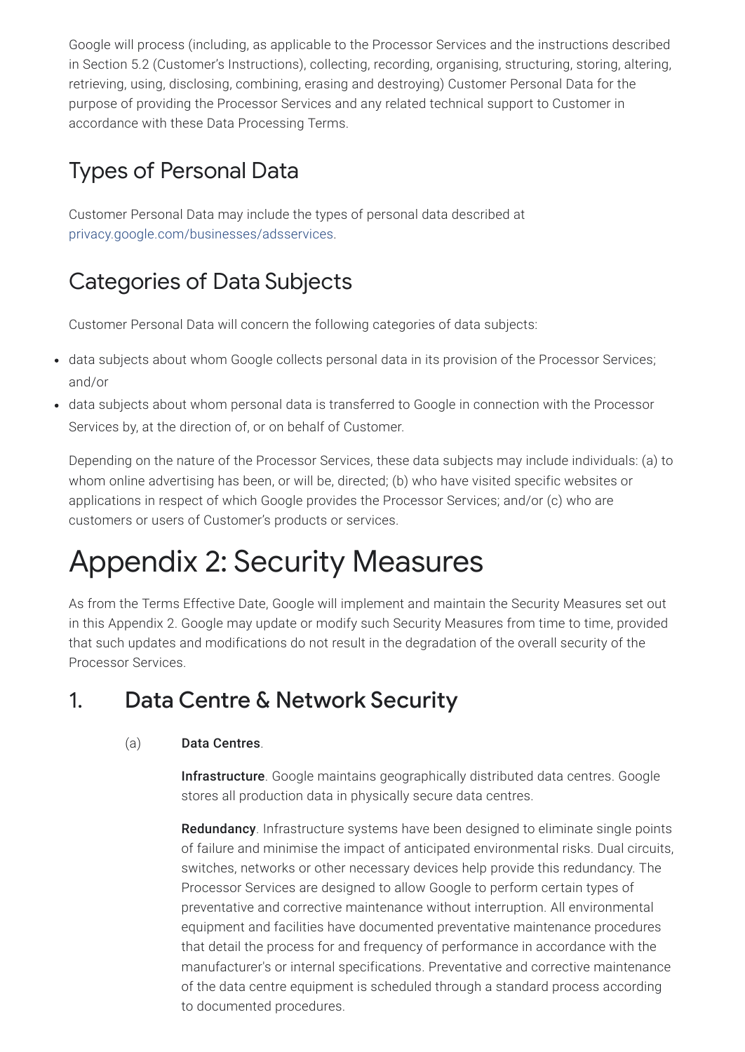Google will process (including, as applicable to the Processor Services and the instructions described in Section 5.2 (Customer's Instructions), collecting, recording, organising, structuring, storing, altering, retrieving, using, disclosing, combining, erasing and destroying) Customer Personal Data for the purpose of providing the Processor Services and any related technical support to Customer in accordance with these Data Processing Terms.

## Types of Personal Data

Customer Personal Data may include the types of personal data described at privacy.google.com/businesses/adsservices.

## Categories of Data Subjects

Customer Personal Data will concern the following categories of data subjects:

- data subjects about whom Google collects personal data in its provision of the Processor Services; and/or
- data subjects about whom personal data is transferred to Google in connection with the Processor Services by, at the direction of, or on behalf of Customer.

Depending on the nature of the Processor Services, these data subjects may include individuals: (a) to whom online advertising has been, or will be, directed; (b) who have visited specific websites or applications in respect of which Google provides the Processor Services; and/or (c) who are customers or users of Customer's products or services.

# Appendix 2: Security Measures

As from the Terms Effective Date, Google will implement and maintain the Security Measures set out in this Appendix 2. Google may update or modify such Security Measures from time to time, provided that such updates and modifications do not result in the degradation of the overall security of the Processor Services.

## 1. Data Centre & Network Security

(a) **Data Centres**.

**Infrastructure**. Google maintains geographically distributed data centres. Google stores all production data in physically secure data centres.

**Redundancy**. Infrastructure systems have been designed to eliminate single points of failure and minimise the impact of anticipated environmental risks. Dual circuits, switches, networks or other necessary devices help provide this redundancy. The Processor Services are designed to allow Google to perform certain types of preventative and corrective maintenance without interruption. All environmental equipment and facilities have documented preventative maintenance procedures that detail the process for and frequency of performance in accordance with the manufacturer's or internal specifications. Preventative and corrective maintenance of the data centre equipment is scheduled through a standard process according to documented procedures.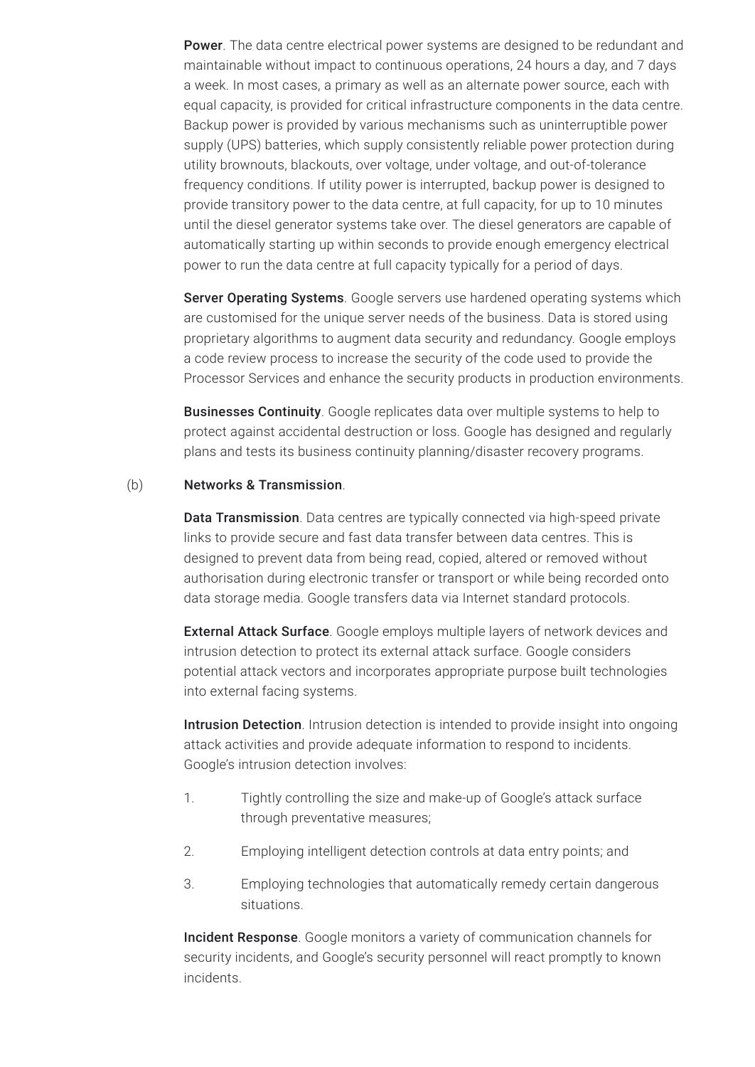**Power**. The data centre electrical power systems are designed to be redundant and maintainable without impact to continuous operations, 24 hours a day, and 7 days a week. In most cases, a primary as well as an alternate power source, each with equal capacity, is provided for critical infrastructure components in the data centre. Backup power is provided by various mechanisms such as uninterruptible power supply (UPS) batteries, which supply consistently reliable power protection during utility brownouts, blackouts, over voltage, under voltage, and out-of-tolerance frequency conditions. If utility power is interrupted, backup power is designed to provide transitory power to the data centre, at full capacity, for up to 10 minutes until the diesel generator systems take over. The diesel generators are capable of automatically starting up within seconds to provide enough emergency electrical power to run the data centre at full capacity typically for a period of days.

**Server Operating Systems**. Google servers use hardened operating systems which are customised for the unique server needs of the business. Data is stored using proprietary algorithms to augment data security and redundancy. Google employs a code review process to increase the security of the code used to provide the Processor Services and enhance the security products in production environments.

**Businesses Continuity**. Google replicates data over multiple systems to help to protect against accidental destruction or loss. Google has designed and regularly plans and tests its business continuity planning/disaster recovery programs.

(b) **Networks & Transmission**.

**Data Transmission**. Data centres are typically connected via high-speed private links to provide secure and fast data transfer between data centres. This is designed to prevent data from being read, copied, altered or removed without authorisation during electronic transfer or transport or while being recorded onto data storage media. Google transfers data via Internet standard protocols.

**External Attack Surface**. Google employs multiple layers of network devices and intrusion detection to protect its external attack surface. Google considers potential attack vectors and incorporates appropriate purpose built technologies into external facing systems.

**Intrusion Detection**. Intrusion detection is intended to provide insight into ongoing attack activities and provide adequate information to respond to incidents. Google's intrusion detection involves:

1. Tightly controlling the size and make-up of Google's attack surface through preventative measures;
2. Employing intelligent detection controls at data entry points; and
3. Employing technologies that automatically remedy certain dangerous situations.

**Incident Response**. Google monitors a variety of communication channels for security incidents, and Google's security personnel will react promptly to known incidents.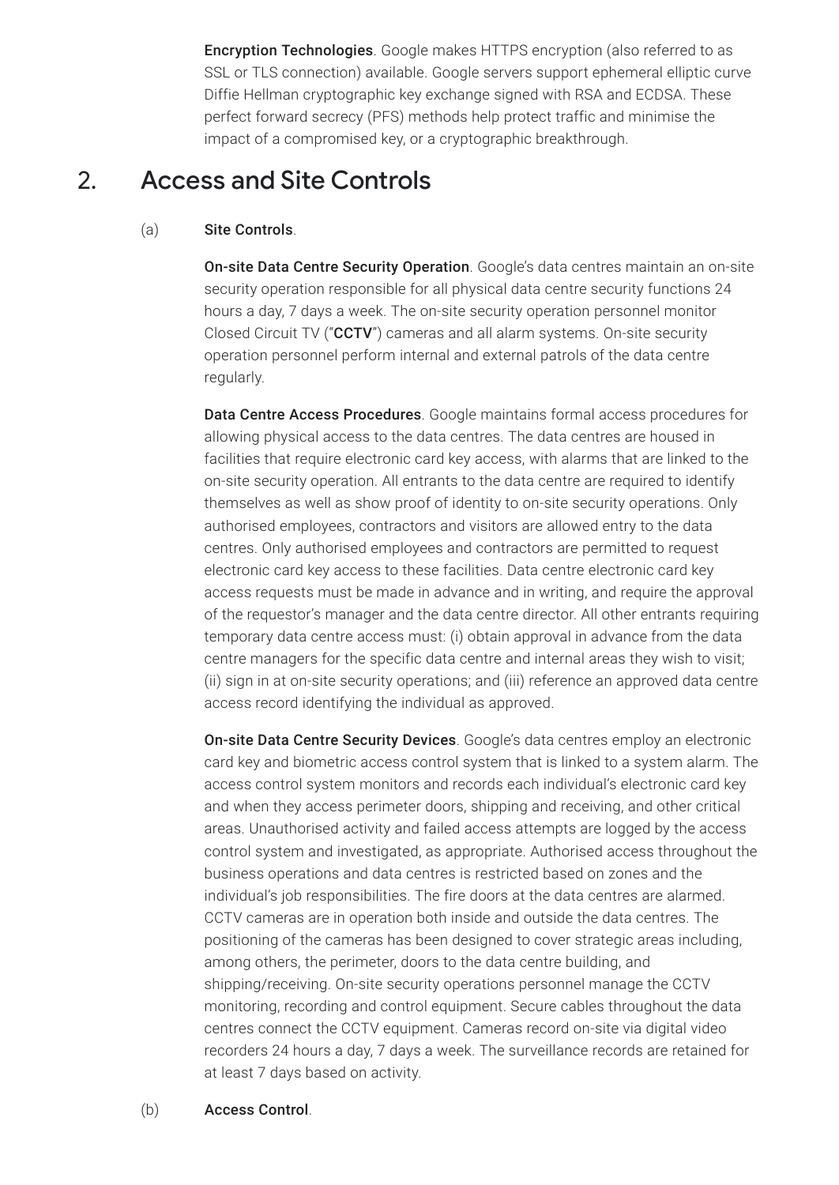**Encryption Technologies**. Google makes HTTPS encryption (also referred to as SSL or TLS connection) available. Google servers support ephemeral elliptic curve Diffie Hellman cryptographic key exchange signed with RSA and ECDSA. These perfect forward secrecy (PFS) methods help protect traffic and minimise the impact of a compromised key, or a cryptographic breakthrough.

## 2. Access and Site Controls

(a) **Site Controls**.

**On-site Data Centre Security Operation**. Google's data centres maintain an on-site security operation responsible for all physical data centre security functions 24 hours a day, 7 days a week. The on-site security operation personnel monitor Closed Circuit TV ("**CCTV**") cameras and all alarm systems. On-site security operation personnel perform internal and external patrols of the data centre regularly.

**Data Centre Access Procedures**. Google maintains formal access procedures for allowing physical access to the data centres. The data centres are housed in facilities that require electronic card key access, with alarms that are linked to the on-site security operation. All entrants to the data centre are required to identify themselves as well as show proof of identity to on-site security operations. Only authorised employees, contractors and visitors are allowed entry to the data centres. Only authorised employees and contractors are permitted to request electronic card key access to these facilities. Data centre electronic card key access requests must be made in advance and in writing, and require the approval of the requestor's manager and the data centre director. All other entrants requiring temporary data centre access must: (i) obtain approval in advance from the data centre managers for the specific data centre and internal areas they wish to visit; (ii) sign in at on-site security operations; and (iii) reference an approved data centre access record identifying the individual as approved.

**On-site Data Centre Security Devices**. Google's data centres employ an electronic card key and biometric access control system that is linked to a system alarm. The access control system monitors and records each individual's electronic card key and when they access perimeter doors, shipping and receiving, and other critical areas. Unauthorised activity and failed access attempts are logged by the access control system and investigated, as appropriate. Authorised access throughout the business operations and data centres is restricted based on zones and the individual's job responsibilities. The fire doors at the data centres are alarmed. CCTV cameras are in operation both inside and outside the data centres. The positioning of the cameras has been designed to cover strategic areas including, among others, the perimeter, doors to the data centre building, and shipping/receiving. On-site security operations personnel manage the CCTV monitoring, recording and control equipment. Secure cables throughout the data centres connect the CCTV equipment. Cameras record on-site via digital video recorders 24 hours a day, 7 days a week. The surveillance records are retained for at least 7 days based on activity.

(b) **Access Control**.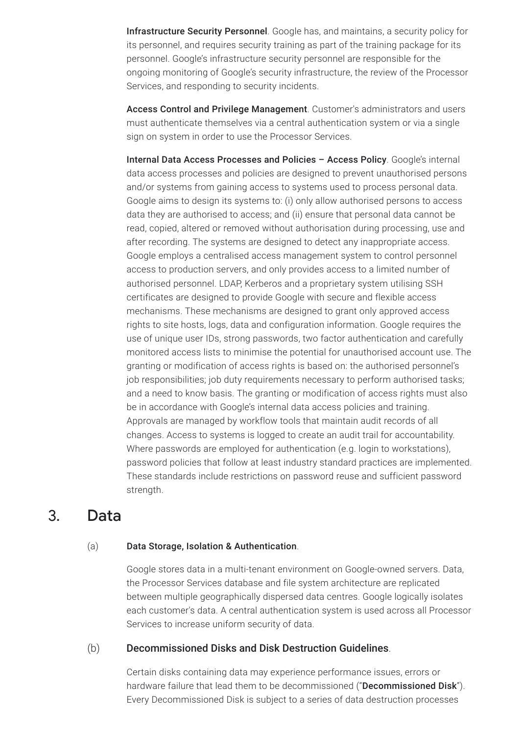**Infrastructure Security Personnel**. Google has, and maintains, a security policy for its personnel, and requires security training as part of the training package for its personnel. Google's infrastructure security personnel are responsible for the ongoing monitoring of Google's security infrastructure, the review of the Processor Services, and responding to security incidents.

**Access Control and Privilege Management**. Customer's administrators and users must authenticate themselves via a central authentication system or via a single sign on system in order to use the Processor Services.

**Internal Data Access Processes and Policies – Access Policy**. Google's internal data access processes and policies are designed to prevent unauthorised persons and/or systems from gaining access to systems used to process personal data. Google aims to design its systems to: (i) only allow authorised persons to access data they are authorised to access; and (ii) ensure that personal data cannot be read, copied, altered or removed without authorisation during processing, use and after recording. The systems are designed to detect any inappropriate access. Google employs a centralised access management system to control personnel access to production servers, and only provides access to a limited number of authorised personnel. LDAP, Kerberos and a proprietary system utilising SSH certificates are designed to provide Google with secure and flexible access mechanisms. These mechanisms are designed to grant only approved access rights to site hosts, logs, data and configuration information. Google requires the use of unique user IDs, strong passwords, two factor authentication and carefully monitored access lists to minimise the potential for unauthorised account use. The granting or modification of access rights is based on: the authorised personnel's job responsibilities; job duty requirements necessary to perform authorised tasks; and a need to know basis. The granting or modification of access rights must also be in accordance with Google's internal data access policies and training. Approvals are managed by workflow tools that maintain audit records of all changes. Access to systems is logged to create an audit trail for accountability. Where passwords are employed for authentication (e.g. login to workstations), password policies that follow at least industry standard practices are implemented. These standards include restrictions on password reuse and sufficient password strength.

## 3. Data

### (a) Data Storage, Isolation & Authentication.

Google stores data in a multi-tenant environment on Google-owned servers. Data, the Processor Services database and file system architecture are replicated between multiple geographically dispersed data centres. Google logically isolates each customer's data. A central authentication system is used across all Processor Services to increase uniform security of data.

### (b) Decommissioned Disks and Disk Destruction Guidelines.

Certain disks containing data may experience performance issues, errors or hardware failure that lead them to be decommissioned ("**Decommissioned Disk**"). Every Decommissioned Disk is subject to a series of data destruction processes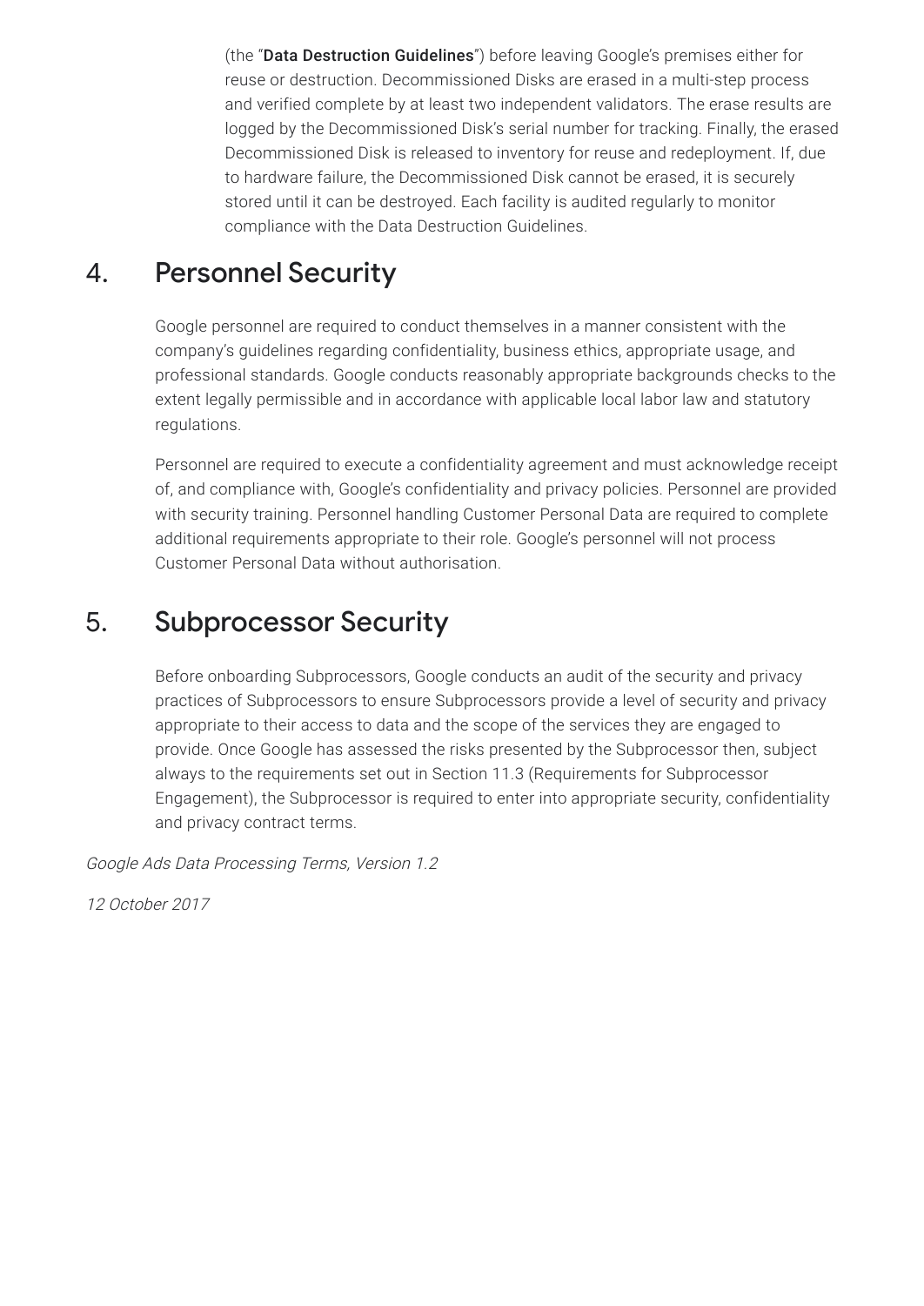(the "**Data Destruction Guidelines**") before leaving Google's premises either for reuse or destruction. Decommissioned Disks are erased in a multi-step process and verified complete by at least two independent validators. The erase results are logged by the Decommissioned Disk's serial number for tracking. Finally, the erased Decommissioned Disk is released to inventory for reuse and redeployment. If, due to hardware failure, the Decommissioned Disk cannot be erased, it is securely stored until it can be destroyed. Each facility is audited regularly to monitor compliance with the Data Destruction Guidelines.

## 4. Personnel Security

Google personnel are required to conduct themselves in a manner consistent with the company's guidelines regarding confidentiality, business ethics, appropriate usage, and professional standards. Google conducts reasonably appropriate backgrounds checks to the extent legally permissible and in accordance with applicable local labor law and statutory regulations.

Personnel are required to execute a confidentiality agreement and must acknowledge receipt of, and compliance with, Google's confidentiality and privacy policies. Personnel are provided with security training. Personnel handling Customer Personal Data are required to complete additional requirements appropriate to their role. Google's personnel will not process Customer Personal Data without authorisation.

## 5. Subprocessor Security

Before onboarding Subprocessors, Google conducts an audit of the security and privacy practices of Subprocessors to ensure Subprocessors provide a level of security and privacy appropriate to their access to data and the scope of the services they are engaged to provide. Once Google has assessed the risks presented by the Subprocessor then, subject always to the requirements set out in Section 11.3 (Requirements for Subprocessor Engagement), the Subprocessor is required to enter into appropriate security, confidentiality and privacy contract terms.

*Google Ads Data Processing Terms, Version 1.2*

*12 October 2017*